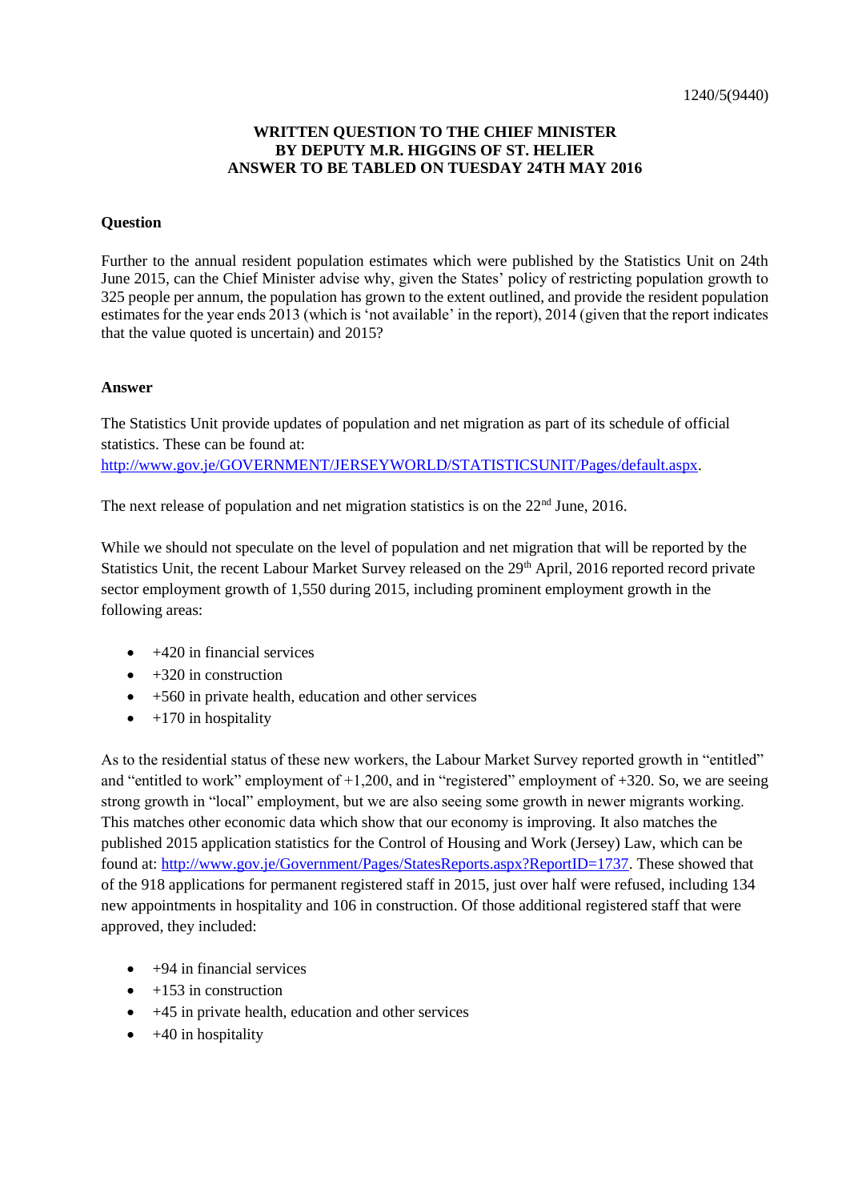1240/5(9440)

**WRITTEN QUESTION TO THE CHIEF MINISTER**
**BY DEPUTY M.R. HIGGINS OF ST. HELIER**
**ANSWER TO BE TABLED ON TUESDAY 24TH MAY 2016**

**Question**

Further to the annual resident population estimates which were published by the Statistics Unit on 24th June 2015, can the Chief Minister advise why, given the States' policy of restricting population growth to 325 people per annum, the population has grown to the extent outlined, and provide the resident population estimates for the year ends 2013 (which is 'not available' in the report), 2014 (given that the report indicates that the value quoted is uncertain) and 2015?

**Answer**

The Statistics Unit provide updates of population and net migration as part of its schedule of official statistics. These can be found at:
http://www.gov.je/GOVERNMENT/JERSEYWORLD/STATISTICSUNIT/Pages/default.aspx.

The next release of population and net migration statistics is on the 22nd June, 2016.

While we should not speculate on the level of population and net migration that will be reported by the Statistics Unit, the recent Labour Market Survey released on the 29th April, 2016 reported record private sector employment growth of 1,550 during 2015, including prominent employment growth in the following areas:

- +420 in financial services
- +320 in construction
- +560 in private health, education and other services
- +170 in hospitality

As to the residential status of these new workers, the Labour Market Survey reported growth in "entitled" and "entitled to work" employment of +1,200, and in "registered" employment of +320. So, we are seeing strong growth in "local" employment, but we are also seeing some growth in newer migrants working. This matches other economic data which show that our economy is improving. It also matches the published 2015 application statistics for the Control of Housing and Work (Jersey) Law, which can be found at: http://www.gov.je/Government/Pages/StatesReports.aspx?ReportID=1737. These showed that of the 918 applications for permanent registered staff in 2015, just over half were refused, including 134 new appointments in hospitality and 106 in construction. Of those additional registered staff that were approved, they included:

- +94 in financial services
- +153 in construction
- +45 in private health, education and other services
- +40 in hospitality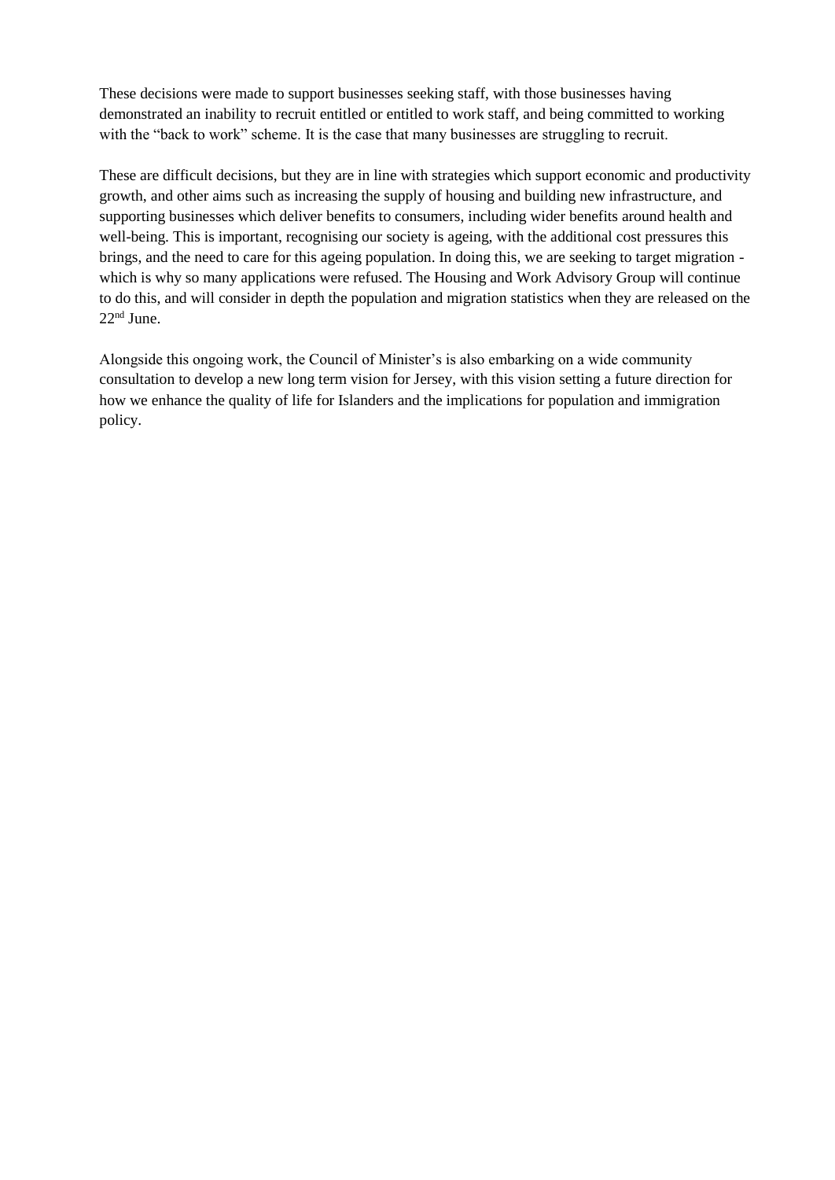These decisions were made to support businesses seeking staff, with those businesses having demonstrated an inability to recruit entitled or entitled to work staff, and being committed to working with the "back to work" scheme. It is the case that many businesses are struggling to recruit.

These are difficult decisions, but they are in line with strategies which support economic and productivity growth, and other aims such as increasing the supply of housing and building new infrastructure, and supporting businesses which deliver benefits to consumers, including wider benefits around health and well-being. This is important, recognising our society is ageing, with the additional cost pressures this brings, and the need to care for this ageing population. In doing this, we are seeking to target migration - which is why so many applications were refused. The Housing and Work Advisory Group will continue to do this, and will consider in depth the population and migration statistics when they are released on the 22nd June.

Alongside this ongoing work, the Council of Minister's is also embarking on a wide community consultation to develop a new long term vision for Jersey, with this vision setting a future direction for how we enhance the quality of life for Islanders and the implications for population and immigration policy.